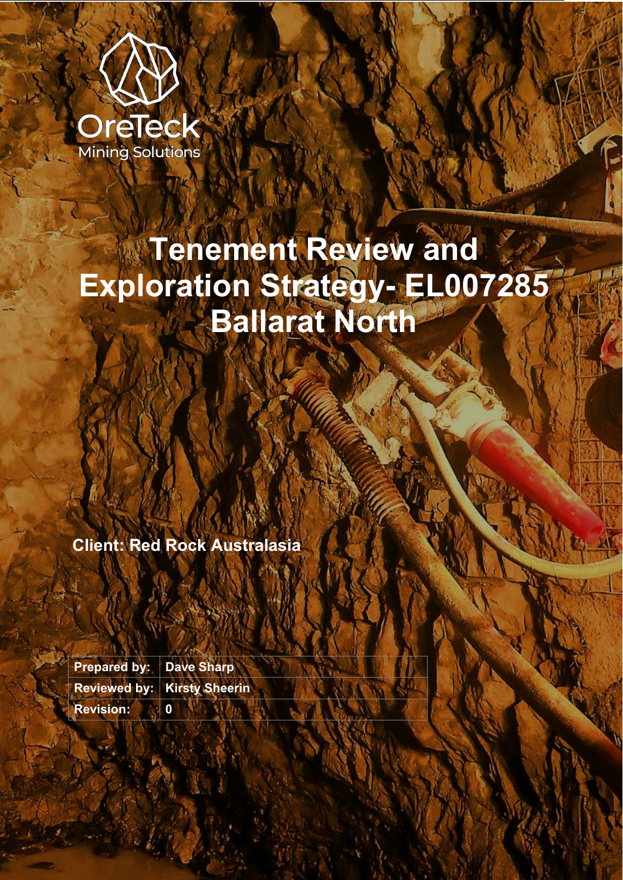OreTeck

Mining Solutions

# Tenement Review and Exploration Strategy- EL007285 Ballarat North

**Client: Red Rock Australasia**

| **Prepared by:** | **Dave Sharp** |
| --- | --- |
| **Reviewed by:** | **Kirsty Sheerin** |
| **Revision:** | **0** |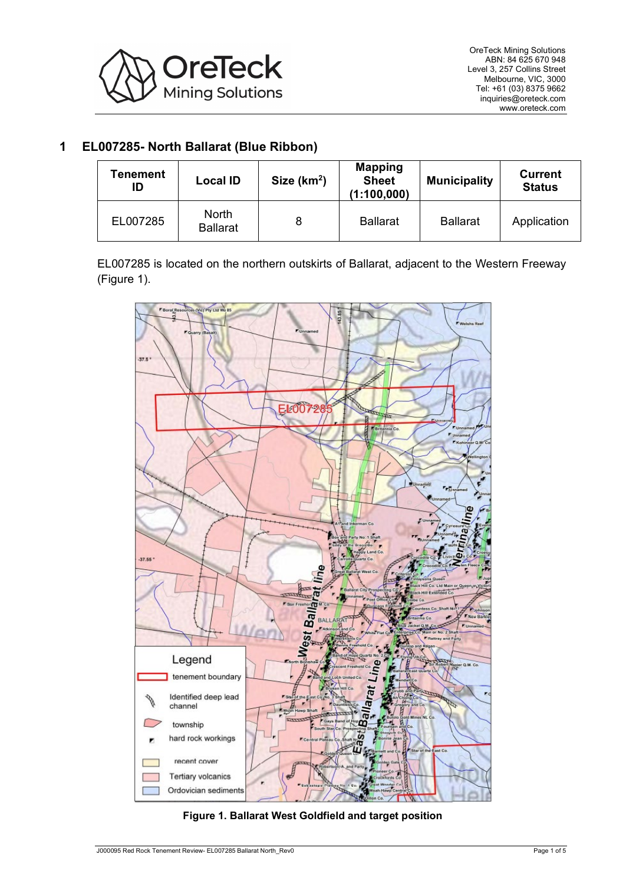# 1 EL007285- North Ballarat (Blue Ribbon)

| Tenement ID | Local ID | Size (km$^2$) | Mapping Sheet (1:100,000) | Municipality | Current Status |
|---|---|---|---|---|---|
| EL007285 | North Ballarat | 8 | Ballarat | Ballarat | Application |

EL007285 is located on the northern outskirts of Ballarat, adjacent to the Western Freeway (Figure 1).

**Figure 1. Ballarat West Goldfield and target position**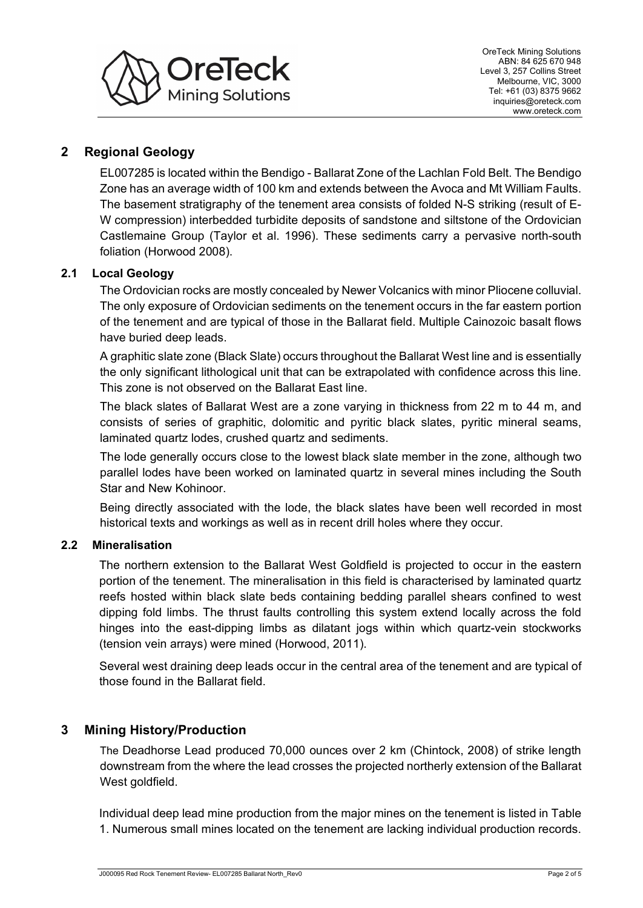## 2 Regional Geology

EL007285 is located within the Bendigo - Ballarat Zone of the Lachlan Fold Belt. The Bendigo Zone has an average width of 100 km and extends between the Avoca and Mt William Faults. The basement stratigraphy of the tenement area consists of folded N-S striking (result of E-W compression) interbedded turbidite deposits of sandstone and siltstone of the Ordovician Castlemaine Group (Taylor et al. 1996). These sediments carry a pervasive north-south foliation (Horwood 2008).

### 2.1 Local Geology

The Ordovician rocks are mostly concealed by Newer Volcanics with minor Pliocene colluvial. The only exposure of Ordovician sediments on the tenement occurs in the far eastern portion of the tenement and are typical of those in the Ballarat field. Multiple Cainozoic basalt flows have buried deep leads.

A graphitic slate zone (Black Slate) occurs throughout the Ballarat West line and is essentially the only significant lithological unit that can be extrapolated with confidence across this line. This zone is not observed on the Ballarat East line.

The black slates of Ballarat West are a zone varying in thickness from 22 m to 44 m, and consists of series of graphitic, dolomitic and pyritic black slates, pyritic mineral seams, laminated quartz lodes, crushed quartz and sediments.

The lode generally occurs close to the lowest black slate member in the zone, although two parallel lodes have been worked on laminated quartz in several mines including the South Star and New Kohinoor.

Being directly associated with the lode, the black slates have been well recorded in most historical texts and workings as well as in recent drill holes where they occur.

### 2.2 Mineralisation

The northern extension to the Ballarat West Goldfield is projected to occur in the eastern portion of the tenement. The mineralisation in this field is characterised by laminated quartz reefs hosted within black slate beds containing bedding parallel shears confined to west dipping fold limbs. The thrust faults controlling this system extend locally across the fold hinges into the east-dipping limbs as dilatant jogs within which quartz-vein stockworks (tension vein arrays) were mined (Horwood, 2011).

Several west draining deep leads occur in the central area of the tenement and are typical of those found in the Ballarat field.

## 3 Mining History/Production

The Deadhorse Lead produced 70,000 ounces over 2 km (Chintock, 2008) of strike length downstream from the where the lead crosses the projected northerly extension of the Ballarat West goldfield.

Individual deep lead mine production from the major mines on the tenement is listed in Table 1. Numerous small mines located on the tenement are lacking individual production records.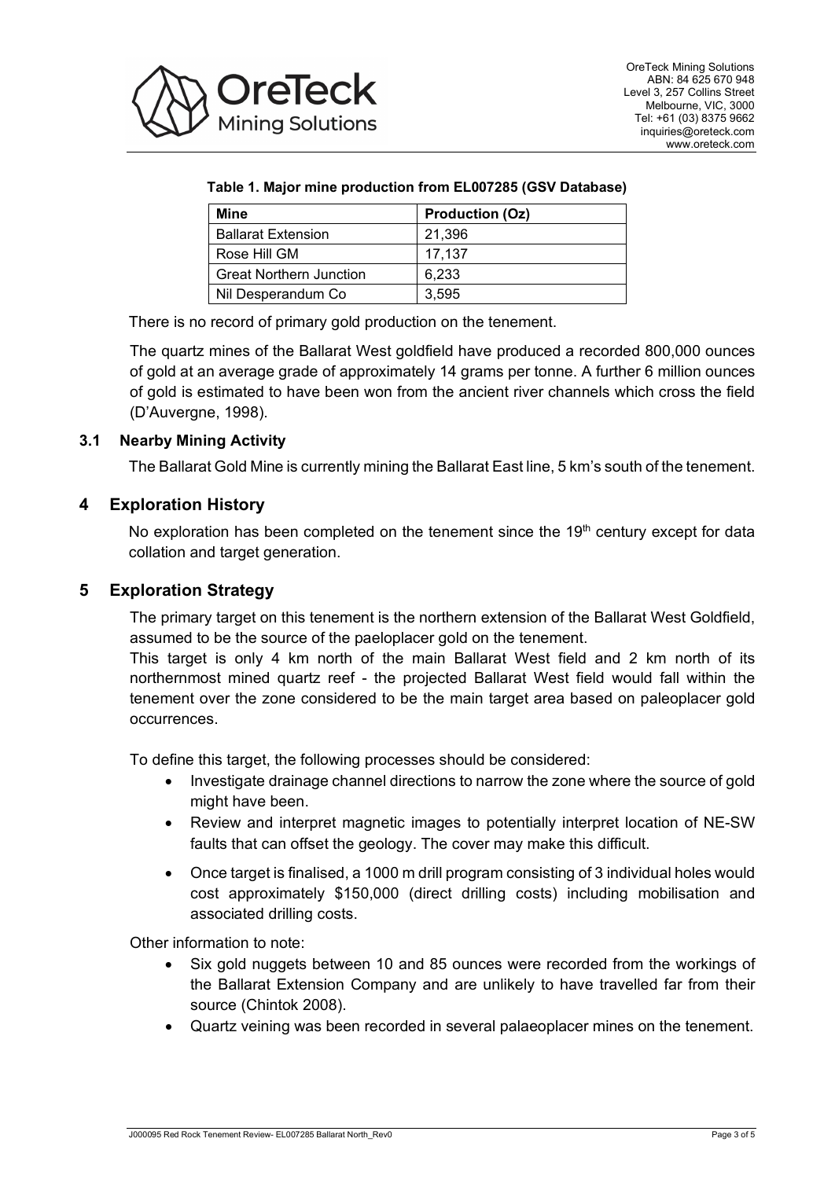**Table 1. Major mine production from EL007285 (GSV Database)**

| Mine | Production (Oz) |
|---|---|
| Ballarat Extension | 21,396 |
| Rose Hill GM | 17,137 |
| Great Northern Junction | 6,233 |
| Nil Desperandum Co | 3,595 |

There is no record of primary gold production on the tenement.

The quartz mines of the Ballarat West goldfield have produced a recorded 800,000 ounces of gold at an average grade of approximately 14 grams per tonne. A further 6 million ounces of gold is estimated to have been won from the ancient river channels which cross the field (D'Auvergne, 1998).

### 3.1 Nearby Mining Activity

The Ballarat Gold Mine is currently mining the Ballarat East line, 5 km's south of the tenement.

## 4 Exploration History

No exploration has been completed on the tenement since the 19th century except for data collation and target generation.

## 5 Exploration Strategy

The primary target on this tenement is the northern extension of the Ballarat West Goldfield, assumed to be the source of the paeloplacer gold on the tenement.

This target is only 4 km north of the main Ballarat West field and 2 km north of its northernmost mined quartz reef - the projected Ballarat West field would fall within the tenement over the zone considered to be the main target area based on paleoplacer gold occurrences.

To define this target, the following processes should be considered:

- Investigate drainage channel directions to narrow the zone where the source of gold might have been.
- Review and interpret magnetic images to potentially interpret location of NE-SW faults that can offset the geology. The cover may make this difficult.
- Once target is finalised, a 1000 m drill program consisting of 3 individual holes would cost approximately $150,000 (direct drilling costs) including mobilisation and associated drilling costs.

Other information to note:

- Six gold nuggets between 10 and 85 ounces were recorded from the workings of the Ballarat Extension Company and are unlikely to have travelled far from their source (Chintok 2008).
- Quartz veining was been recorded in several palaeoplacer mines on the tenement.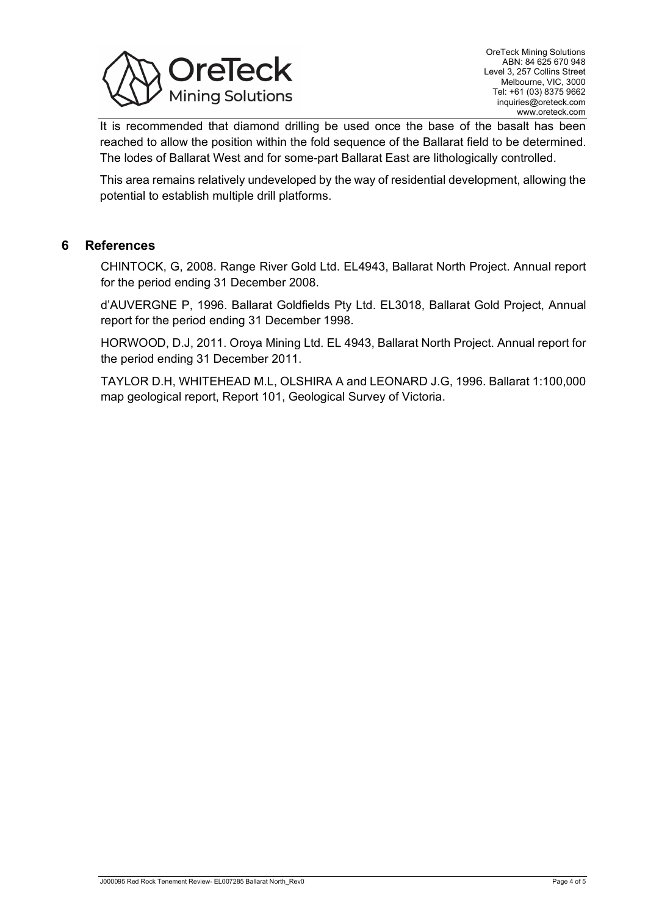It is recommended that diamond drilling be used once the base of the basalt has been reached to allow the position within the fold sequence of the Ballarat field to be determined. The lodes of Ballarat West and for some-part Ballarat East are lithologically controlled.

This area remains relatively undeveloped by the way of residential development, allowing the potential to establish multiple drill platforms.

## 6 References

CHINTOCK, G, 2008. Range River Gold Ltd. EL4943, Ballarat North Project. Annual report for the period ending 31 December 2008.

d'AUVERGNE P, 1996. Ballarat Goldfields Pty Ltd. EL3018, Ballarat Gold Project, Annual report for the period ending 31 December 1998.

HORWOOD, D.J, 2011. Oroya Mining Ltd. EL 4943, Ballarat North Project. Annual report for the period ending 31 December 2011.

TAYLOR D.H, WHITEHEAD M.L, OLSHIRA A and LEONARD J.G, 1996. Ballarat 1:100,000 map geological report, Report 101, Geological Survey of Victoria.